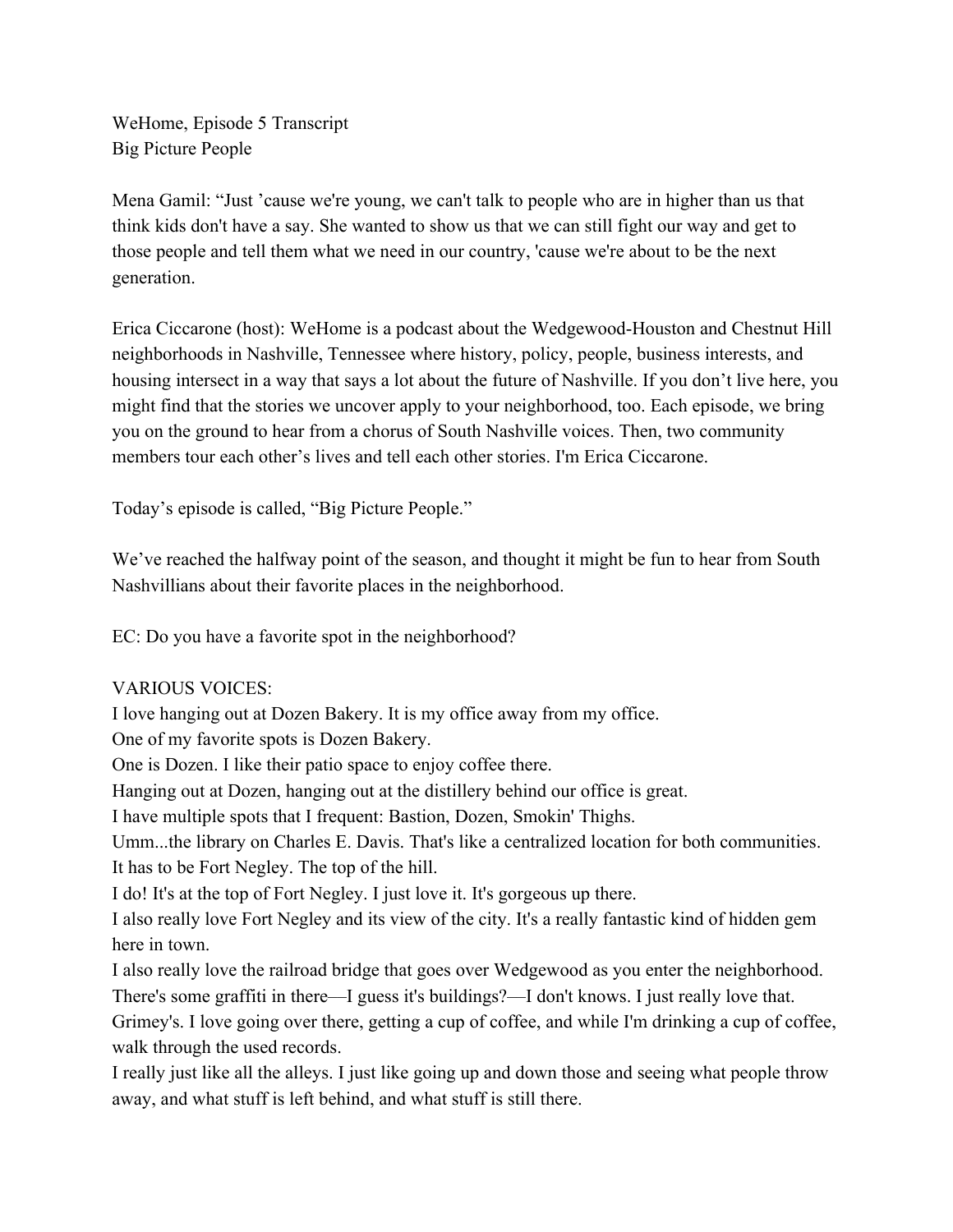WeHome, Episode 5 Transcript
Big Picture People

Mena Gamil: "Just 'cause we're young, we can't talk to people who are in higher than us that think kids don't have a say. She wanted to show us that we can still fight our way and get to those people and tell them what we need in our country, 'cause we're about to be the next generation.

Erica Ciccarone (host): WeHome is a podcast about the Wedgewood-Houston and Chestnut Hill neighborhoods in Nashville, Tennessee where history, policy, people, business interests, and housing intersect in a way that says a lot about the future of Nashville. If you don't live here, you might find that the stories we uncover apply to your neighborhood, too. Each episode, we bring you on the ground to hear from a chorus of South Nashville voices. Then, two community members tour each other's lives and tell each other stories. I'm Erica Ciccarone.

Today's episode is called, "Big Picture People."

We've reached the halfway point of the season, and thought it might be fun to hear from South Nashvillians about their favorite places in the neighborhood.

EC: Do you have a favorite spot in the neighborhood?

VARIOUS VOICES:
I love hanging out at Dozen Bakery. It is my office away from my office.
One of my favorite spots is Dozen Bakery.
One is Dozen. I like their patio space to enjoy coffee there.
Hanging out at Dozen, hanging out at the distillery behind our office is great.
I have multiple spots that I frequent: Bastion, Dozen, Smokin' Thighs.
Umm...the library on Charles E. Davis. That's like a centralized location for both communities.
It has to be Fort Negley. The top of the hill.
I do! It's at the top of Fort Negley. I just love it. It's gorgeous up there.
I also really love Fort Negley and its view of the city. It's a really fantastic kind of hidden gem here in town.
I also really love the railroad bridge that goes over Wedgewood as you enter the neighborhood. There's some graffiti in there—I guess it's buildings?—I don't knows. I just really love that.
Grimey's. I love going over there, getting a cup of coffee, and while I'm drinking a cup of coffee, walk through the used records.
I really just like all the alleys. I just like going up and down those and seeing what people throw away, and what stuff is left behind, and what stuff is still there.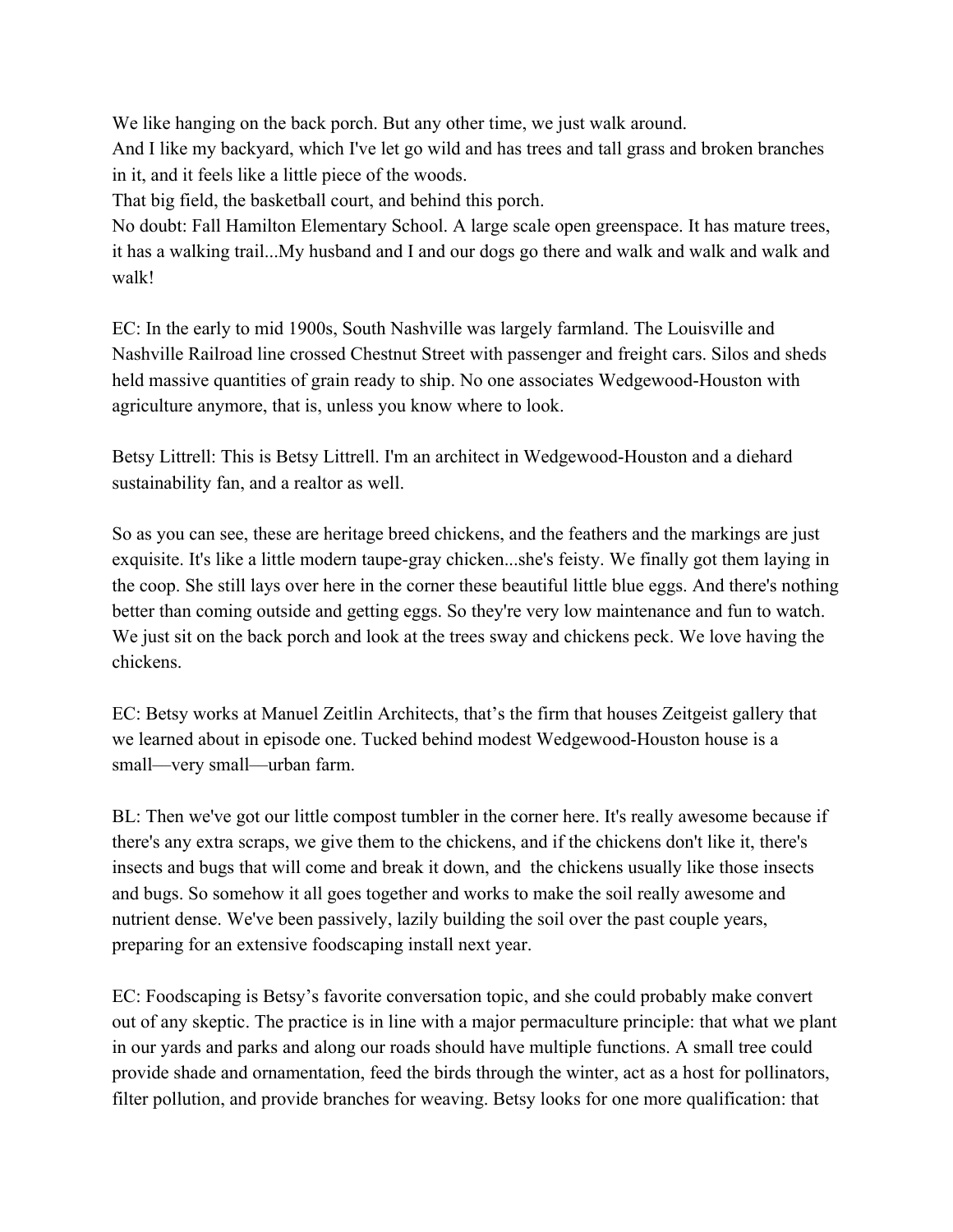We like hanging on the back porch. But any other time, we just walk around.
And I like my backyard, which I've let go wild and has trees and tall grass and broken branches in it, and it feels like a little piece of the woods.
That big field, the basketball court, and behind this porch.
No doubt: Fall Hamilton Elementary School. A large scale open greenspace. It has mature trees, it has a walking trail...My husband and I and our dogs go there and walk and walk and walk and walk!

EC: In the early to mid 1900s, South Nashville was largely farmland. The Louisville and Nashville Railroad line crossed Chestnut Street with passenger and freight cars. Silos and sheds held massive quantities of grain ready to ship. No one associates Wedgewood-Houston with agriculture anymore, that is, unless you know where to look.

Betsy Littrell: This is Betsy Littrell. I'm an architect in Wedgewood-Houston and a diehard sustainability fan, and a realtor as well.

So as you can see, these are heritage breed chickens, and the feathers and the markings are just exquisite. It's like a little modern taupe-gray chicken...she's feisty. We finally got them laying in the coop. She still lays over here in the corner these beautiful little blue eggs. And there's nothing better than coming outside and getting eggs. So they're very low maintenance and fun to watch. We just sit on the back porch and look at the trees sway and chickens peck. We love having the chickens.

EC: Betsy works at Manuel Zeitlin Architects, that's the firm that houses Zeitgeist gallery that we learned about in episode one. Tucked behind modest Wedgewood-Houston house is a small—very small—urban farm.

BL: Then we've got our little compost tumbler in the corner here. It's really awesome because if there's any extra scraps, we give them to the chickens, and if the chickens don't like it, there's insects and bugs that will come and break it down, and the chickens usually like those insects and bugs. So somehow it all goes together and works to make the soil really awesome and nutrient dense. We've been passively, lazily building the soil over the past couple years, preparing for an extensive foodscaping install next year.

EC: Foodscaping is Betsy's favorite conversation topic, and she could probably make convert out of any skeptic. The practice is in line with a major permaculture principle: that what we plant in our yards and parks and along our roads should have multiple functions. A small tree could provide shade and ornamentation, feed the birds through the winter, act as a host for pollinators, filter pollution, and provide branches for weaving. Betsy looks for one more qualification: that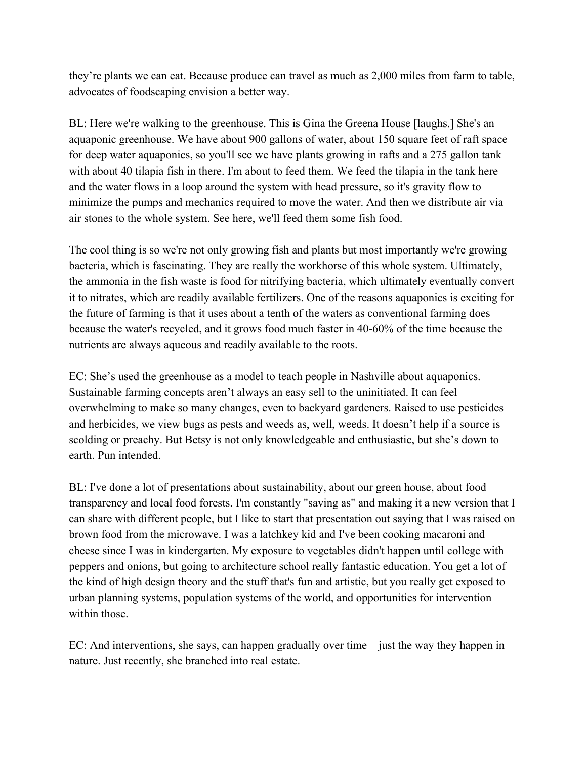they're plants we can eat. Because produce can travel as much as 2,000 miles from farm to table, advocates of foodscaping envision a better way.

BL: Here we're walking to the greenhouse. This is Gina the Greena House [laughs.] She's an aquaponic greenhouse. We have about 900 gallons of water, about 150 square feet of raft space for deep water aquaponics, so you'll see we have plants growing in rafts and a 275 gallon tank with about 40 tilapia fish in there. I'm about to feed them. We feed the tilapia in the tank here and the water flows in a loop around the system with head pressure, so it's gravity flow to minimize the pumps and mechanics required to move the water. And then we distribute air via air stones to the whole system. See here, we'll feed them some fish food.

The cool thing is so we're not only growing fish and plants but most importantly we're growing bacteria, which is fascinating. They are really the workhorse of this whole system. Ultimately, the ammonia in the fish waste is food for nitrifying bacteria, which ultimately eventually convert it to nitrates, which are readily available fertilizers. One of the reasons aquaponics is exciting for the future of farming is that it uses about a tenth of the waters as conventional farming does because the water's recycled, and it grows food much faster in 40-60% of the time because the nutrients are always aqueous and readily available to the roots.

EC: She's used the greenhouse as a model to teach people in Nashville about aquaponics. Sustainable farming concepts aren't always an easy sell to the uninitiated. It can feel overwhelming to make so many changes, even to backyard gardeners. Raised to use pesticides and herbicides, we view bugs as pests and weeds as, well, weeds. It doesn't help if a source is scolding or preachy. But Betsy is not only knowledgeable and enthusiastic, but she's down to earth. Pun intended.

BL: I've done a lot of presentations about sustainability, about our green house, about food transparency and local food forests. I'm constantly "saving as" and making it a new version that I can share with different people, but I like to start that presentation out saying that I was raised on brown food from the microwave. I was a latchkey kid and I've been cooking macaroni and cheese since I was in kindergarten. My exposure to vegetables didn't happen until college with peppers and onions, but going to architecture school really fantastic education. You get a lot of the kind of high design theory and the stuff that's fun and artistic, but you really get exposed to urban planning systems, population systems of the world, and opportunities for intervention within those.

EC: And interventions, she says, can happen gradually over time—just the way they happen in nature. Just recently, she branched into real estate.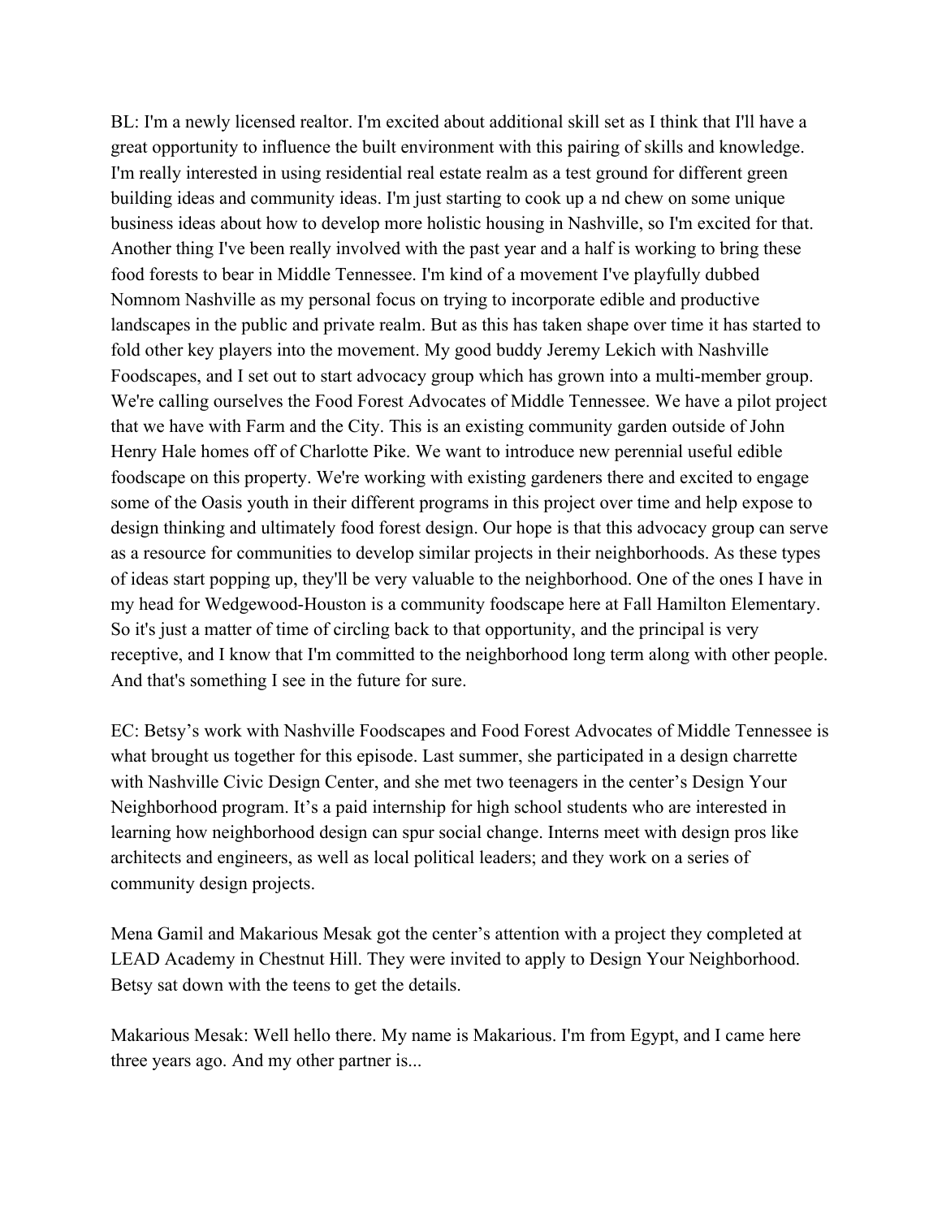BL: I'm a newly licensed realtor. I'm excited about additional skill set as I think that I'll have a great opportunity to influence the built environment with this pairing of skills and knowledge. I'm really interested in using residential real estate realm as a test ground for different green building ideas and community ideas. I'm just starting to cook up a nd chew on some unique business ideas about how to develop more holistic housing in Nashville, so I'm excited for that. Another thing I've been really involved with the past year and a half is working to bring these food forests to bear in Middle Tennessee. I'm kind of a movement I've playfully dubbed Nomnom Nashville as my personal focus on trying to incorporate edible and productive landscapes in the public and private realm. But as this has taken shape over time it has started to fold other key players into the movement. My good buddy Jeremy Lekich with Nashville Foodscapes, and I set out to start advocacy group which has grown into a multi-member group. We're calling ourselves the Food Forest Advocates of Middle Tennessee. We have a pilot project that we have with Farm and the City. This is an existing community garden outside of John Henry Hale homes off of Charlotte Pike. We want to introduce new perennial useful edible foodscape on this property. We're working with existing gardeners there and excited to engage some of the Oasis youth in their different programs in this project over time and help expose to design thinking and ultimately food forest design. Our hope is that this advocacy group can serve as a resource for communities to develop similar projects in their neighborhoods. As these types of ideas start popping up, they'll be very valuable to the neighborhood. One of the ones I have in my head for Wedgewood-Houston is a community foodscape here at Fall Hamilton Elementary. So it's just a matter of time of circling back to that opportunity, and the principal is very receptive, and I know that I'm committed to the neighborhood long term along with other people. And that's something I see in the future for sure.

EC: Betsy's work with Nashville Foodscapes and Food Forest Advocates of Middle Tennessee is what brought us together for this episode. Last summer, she participated in a design charrette with Nashville Civic Design Center, and she met two teenagers in the center's Design Your Neighborhood program. It's a paid internship for high school students who are interested in learning how neighborhood design can spur social change. Interns meet with design pros like architects and engineers, as well as local political leaders; and they work on a series of community design projects.

Mena Gamil and Makarious Mesak got the center's attention with a project they completed at LEAD Academy in Chestnut Hill. They were invited to apply to Design Your Neighborhood. Betsy sat down with the teens to get the details.

Makarious Mesak: Well hello there. My name is Makarious. I'm from Egypt, and I came here three years ago. And my other partner is...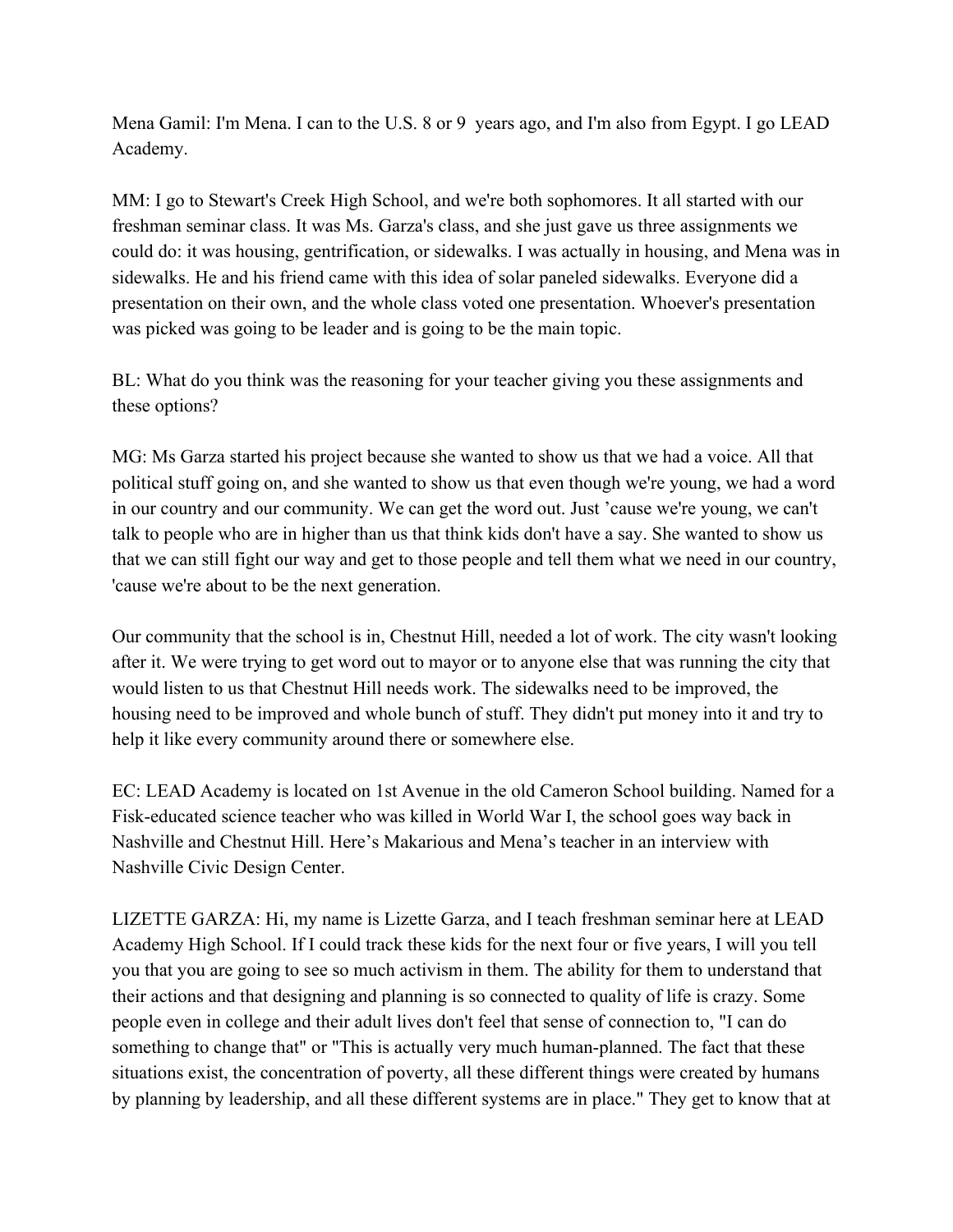Mena Gamil: I'm Mena. I can to the U.S. 8 or 9 years ago, and I'm also from Egypt. I go LEAD Academy.

MM: I go to Stewart's Creek High School, and we're both sophomores. It all started with our freshman seminar class. It was Ms. Garza's class, and she just gave us three assignments we could do: it was housing, gentrification, or sidewalks. I was actually in housing, and Mena was in sidewalks. He and his friend came with this idea of solar paneled sidewalks. Everyone did a presentation on their own, and the whole class voted one presentation. Whoever's presentation was picked was going to be leader and is going to be the main topic.

BL: What do you think was the reasoning for your teacher giving you these assignments and these options?

MG: Ms Garza started his project because she wanted to show us that we had a voice. All that political stuff going on, and she wanted to show us that even though we're young, we had a word in our country and our community. We can get the word out. Just 'cause we're young, we can't talk to people who are in higher than us that think kids don't have a say. She wanted to show us that we can still fight our way and get to those people and tell them what we need in our country, 'cause we're about to be the next generation.

Our community that the school is in, Chestnut Hill, needed a lot of work. The city wasn't looking after it. We were trying to get word out to mayor or to anyone else that was running the city that would listen to us that Chestnut Hill needs work. The sidewalks need to be improved, the housing need to be improved and whole bunch of stuff. They didn't put money into it and try to help it like every community around there or somewhere else.

EC: LEAD Academy is located on 1st Avenue in the old Cameron School building. Named for a Fisk-educated science teacher who was killed in World War I, the school goes way back in Nashville and Chestnut Hill. Here's Makarious and Mena's teacher in an interview with Nashville Civic Design Center.

LIZETTE GARZA: Hi, my name is Lizette Garza, and I teach freshman seminar here at LEAD Academy High School. If I could track these kids for the next four or five years, I will you tell you that you are going to see so much activism in them. The ability for them to understand that their actions and that designing and planning is so connected to quality of life is crazy. Some people even in college and their adult lives don't feel that sense of connection to, "I can do something to change that" or "This is actually very much human-planned. The fact that these situations exist, the concentration of poverty, all these different things were created by humans by planning by leadership, and all these different systems are in place." They get to know that at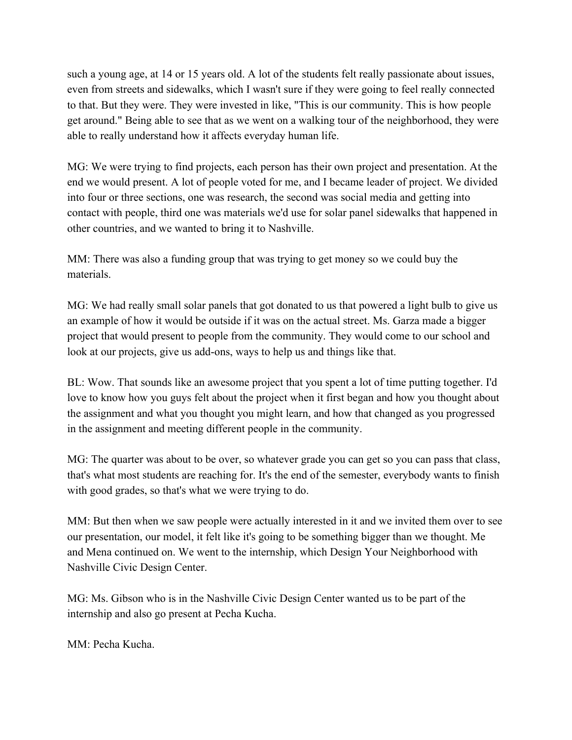such a young age, at 14 or 15 years old. A lot of the students felt really passionate about issues, even from streets and sidewalks, which I wasn't sure if they were going to feel really connected to that. But they were. They were invested in like, "This is our community. This is how people get around." Being able to see that as we went on a walking tour of the neighborhood, they were able to really understand how it affects everyday human life.

MG: We were trying to find projects, each person has their own project and presentation. At the end we would present. A lot of people voted for me, and I became leader of project. We divided into four or three sections, one was research, the second was social media and getting into contact with people, third one was materials we'd use for solar panel sidewalks that happened in other countries, and we wanted to bring it to Nashville.

MM: There was also a funding group that was trying to get money so we could buy the materials.

MG: We had really small solar panels that got donated to us that powered a light bulb to give us an example of how it would be outside if it was on the actual street. Ms. Garza made a bigger project that would present to people from the community. They would come to our school and look at our projects, give us add-ons, ways to help us and things like that.

BL: Wow. That sounds like an awesome project that you spent a lot of time putting together. I'd love to know how you guys felt about the project when it first began and how you thought about the assignment and what you thought you might learn, and how that changed as you progressed in the assignment and meeting different people in the community.

MG: The quarter was about to be over, so whatever grade you can get so you can pass that class, that's what most students are reaching for. It's the end of the semester, everybody wants to finish with good grades, so that's what we were trying to do.

MM: But then when we saw people were actually interested in it and we invited them over to see our presentation, our model, it felt like it's going to be something bigger than we thought. Me and Mena continued on. We went to the internship, which Design Your Neighborhood with Nashville Civic Design Center.

MG: Ms. Gibson who is in the Nashville Civic Design Center wanted us to be part of the internship and also go present at Pecha Kucha.

MM: Pecha Kucha.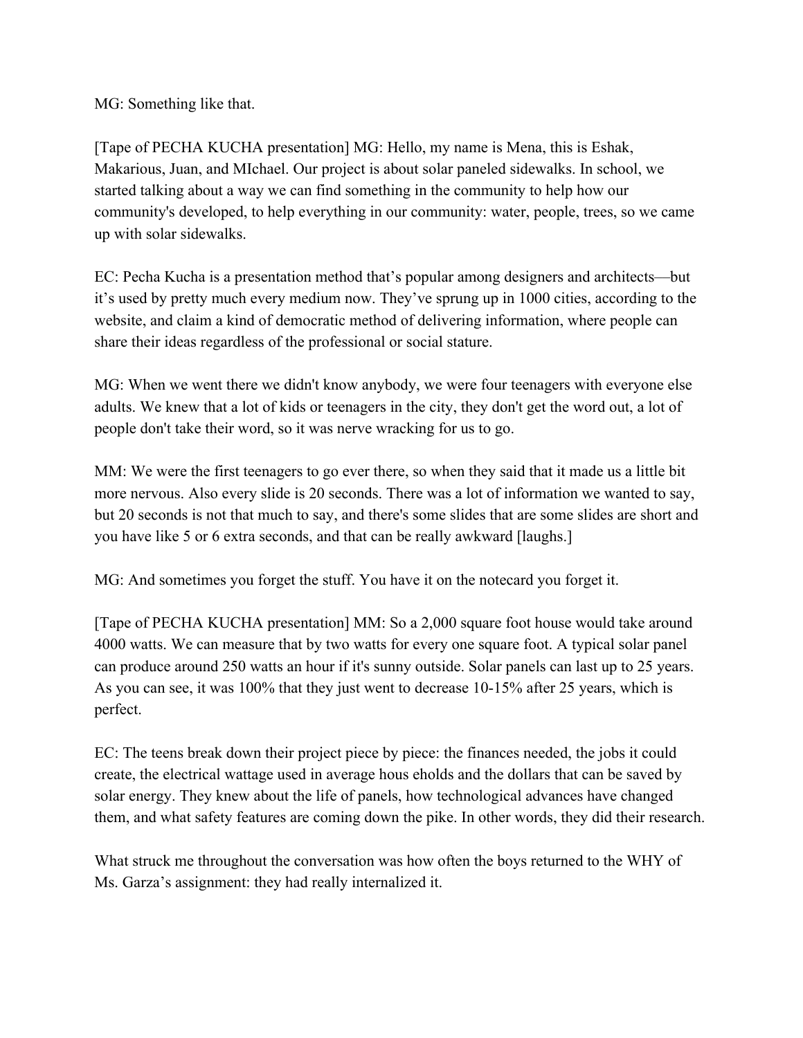MG: Something like that.

[Tape of PECHA KUCHA presentation] MG: Hello, my name is Mena, this is Eshak, Makarious, Juan, and MIchael. Our project is about solar paneled sidewalks. In school, we started talking about a way we can find something in the community to help how our community's developed, to help everything in our community: water, people, trees, so we came up with solar sidewalks.

EC: Pecha Kucha is a presentation method that's popular among designers and architects—but it's used by pretty much every medium now. They've sprung up in 1000 cities, according to the website, and claim a kind of democratic method of delivering information, where people can share their ideas regardless of the professional or social stature.

MG: When we went there we didn't know anybody, we were four teenagers with everyone else adults. We knew that a lot of kids or teenagers in the city, they don't get the word out, a lot of people don't take their word, so it was nerve wracking for us to go.

MM: We were the first teenagers to go ever there, so when they said that it made us a little bit more nervous. Also every slide is 20 seconds. There was a lot of information we wanted to say, but 20 seconds is not that much to say, and there's some slides that are some slides are short and you have like 5 or 6 extra seconds, and that can be really awkward [laughs.]

MG: And sometimes you forget the stuff. You have it on the notecard you forget it.

[Tape of PECHA KUCHA presentation] MM: So a 2,000 square foot house would take around 4000 watts. We can measure that by two watts for every one square foot. A typical solar panel can produce around 250 watts an hour if it's sunny outside. Solar panels can last up to 25 years. As you can see, it was 100% that they just went to decrease 10-15% after 25 years, which is perfect.

EC: The teens break down their project piece by piece: the finances needed, the jobs it could create, the electrical wattage used in average hous eholds and the dollars that can be saved by solar energy. They knew about the life of panels, how technological advances have changed them, and what safety features are coming down the pike. In other words, they did their research.

What struck me throughout the conversation was how often the boys returned to the WHY of Ms. Garza's assignment: they had really internalized it.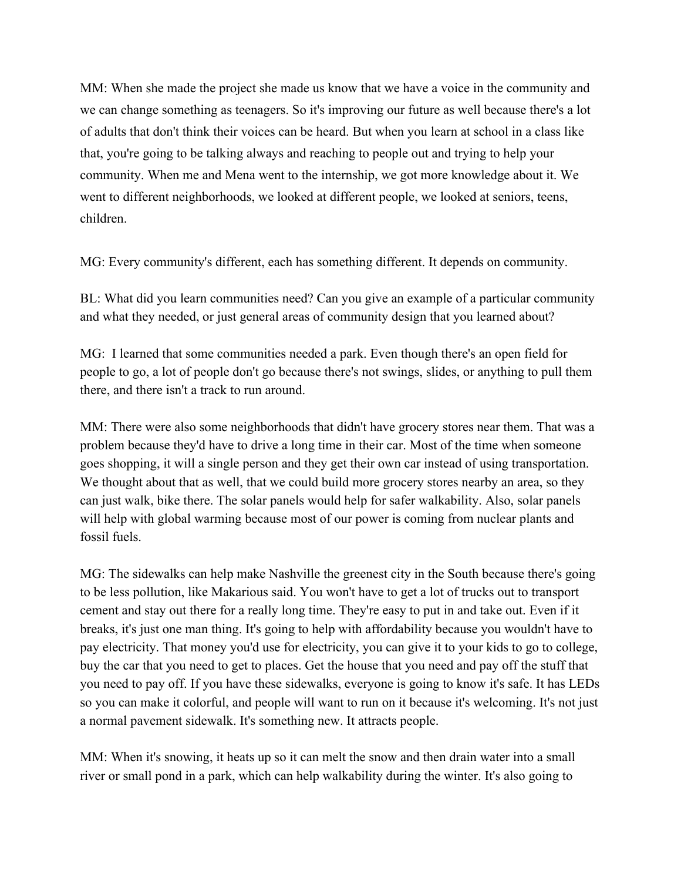MM: When she made the project she made us know that we have a voice in the community and we can change something as teenagers. So it's improving our future as well because there's a lot of adults that don't think their voices can be heard. But when you learn at school in a class like that, you're going to be talking always and reaching to people out and trying to help your community. When me and Mena went to the internship, we got more knowledge about it. We went to different neighborhoods, we looked at different people, we looked at seniors, teens, children.

MG: Every community's different, each has something different. It depends on community.

BL: What did you learn communities need? Can you give an example of a particular community and what they needed, or just general areas of community design that you learned about?

MG: I learned that some communities needed a park. Even though there's an open field for people to go, a lot of people don't go because there's not swings, slides, or anything to pull them there, and there isn't a track to run around.

MM: There were also some neighborhoods that didn't have grocery stores near them. That was a problem because they'd have to drive a long time in their car. Most of the time when someone goes shopping, it will a single person and they get their own car instead of using transportation. We thought about that as well, that we could build more grocery stores nearby an area, so they can just walk, bike there. The solar panels would help for safer walkability. Also, solar panels will help with global warming because most of our power is coming from nuclear plants and fossil fuels.

MG: The sidewalks can help make Nashville the greenest city in the South because there's going to be less pollution, like Makarious said. You won't have to get a lot of trucks out to transport cement and stay out there for a really long time. They're easy to put in and take out. Even if it breaks, it's just one man thing. It's going to help with affordability because you wouldn't have to pay electricity. That money you'd use for electricity, you can give it to your kids to go to college, buy the car that you need to get to places. Get the house that you need and pay off the stuff that you need to pay off. If you have these sidewalks, everyone is going to know it's safe. It has LEDs so you can make it colorful, and people will want to run on it because it's welcoming. It's not just a normal pavement sidewalk. It's something new. It attracts people.

MM: When it's snowing, it heats up so it can melt the snow and then drain water into a small river or small pond in a park, which can help walkability during the winter. It's also going to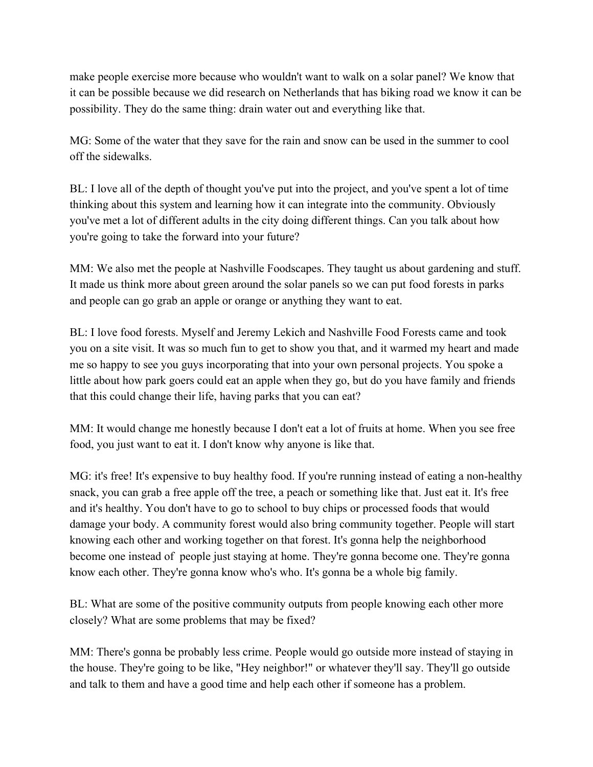make people exercise more because who wouldn't want to walk on a solar panel? We know that it can be possible because we did research on Netherlands that has biking road we know it can be possibility. They do the same thing: drain water out and everything like that.

MG: Some of the water that they save for the rain and snow can be used in the summer to cool off the sidewalks.

BL: I love all of the depth of thought you've put into the project, and you've spent a lot of time thinking about this system and learning how it can integrate into the community. Obviously you've met a lot of different adults in the city doing different things. Can you talk about how you're going to take the forward into your future?

MM: We also met the people at Nashville Foodscapes. They taught us about gardening and stuff. It made us think more about green around the solar panels so we can put food forests in parks and people can go grab an apple or orange or anything they want to eat.

BL: I love food forests. Myself and Jeremy Lekich and Nashville Food Forests came and took you on a site visit. It was so much fun to get to show you that, and it warmed my heart and made me so happy to see you guys incorporating that into your own personal projects. You spoke a little about how park goers could eat an apple when they go, but do you have family and friends that this could change their life, having parks that you can eat?

MM: It would change me honestly because I don't eat a lot of fruits at home. When you see free food, you just want to eat it. I don't know why anyone is like that.

MG: it's free! It's expensive to buy healthy food. If you're running instead of eating a non-healthy snack, you can grab a free apple off the tree, a peach or something like that. Just eat it. It's free and it's healthy. You don't have to go to school to buy chips or processed foods that would damage your body. A community forest would also bring community together. People will start knowing each other and working together on that forest. It's gonna help the neighborhood become one instead of people just staying at home. They're gonna become one. They're gonna know each other. They're gonna know who's who. It's gonna be a whole big family.

BL: What are some of the positive community outputs from people knowing each other more closely? What are some problems that may be fixed?

MM: There's gonna be probably less crime. People would go outside more instead of staying in the house. They're going to be like, "Hey neighbor!" or whatever they'll say. They'll go outside and talk to them and have a good time and help each other if someone has a problem.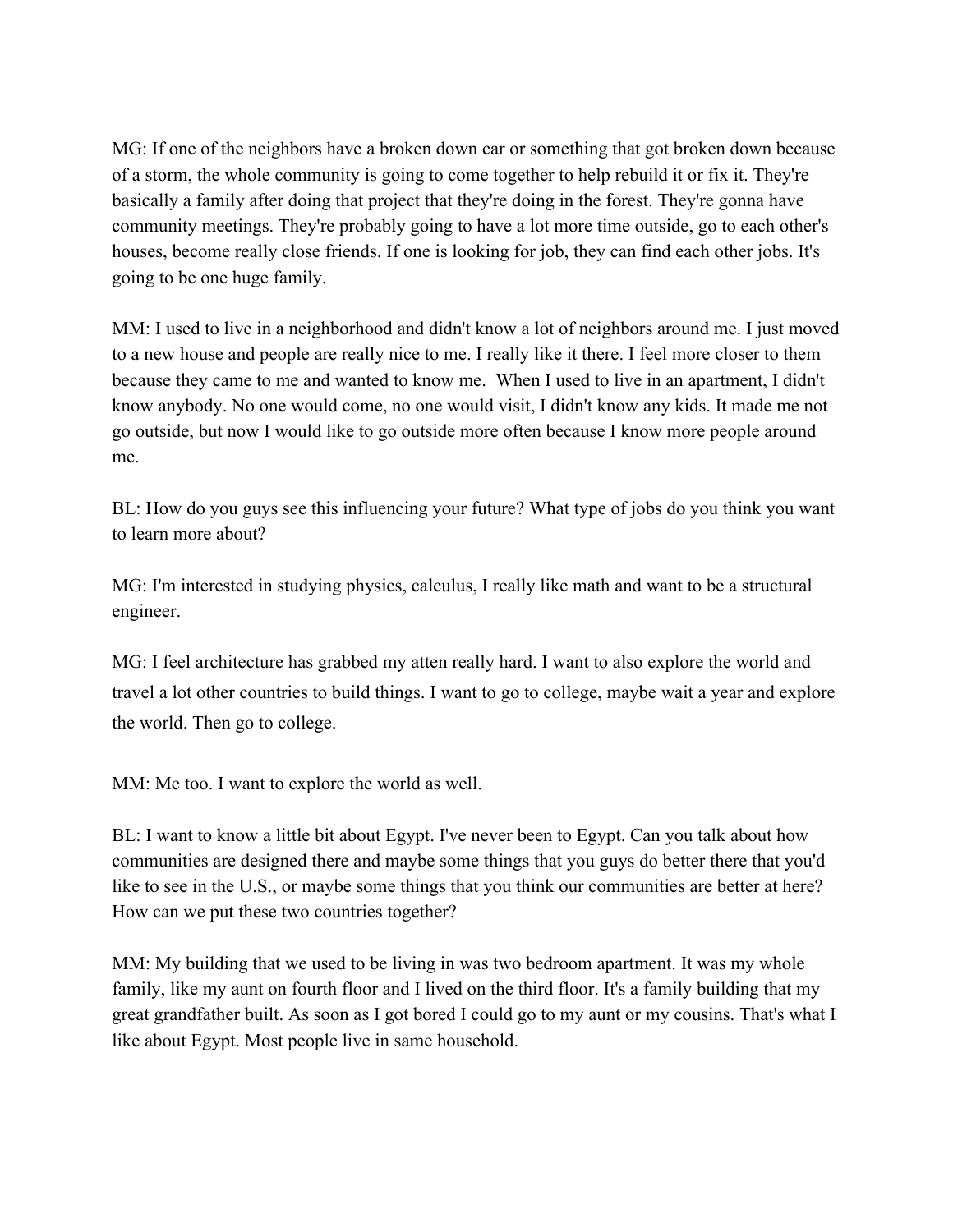MG: If one of the neighbors have a broken down car or something that got broken down because of a storm, the whole community is going to come together to help rebuild it or fix it. They're basically a family after doing that project that they're doing in the forest. They're gonna have community meetings. They're probably going to have a lot more time outside, go to each other's houses, become really close friends. If one is looking for job, they can find each other jobs. It's going to be one huge family.

MM: I used to live in a neighborhood and didn't know a lot of neighbors around me. I just moved to a new house and people are really nice to me. I really like it there. I feel more closer to them because they came to me and wanted to know me.  When I used to live in an apartment, I didn't know anybody. No one would come, no one would visit, I didn't know any kids. It made me not go outside, but now I would like to go outside more often because I know more people around me.

BL: How do you guys see this influencing your future? What type of jobs do you think you want to learn more about?

MG: I'm interested in studying physics, calculus, I really like math and want to be a structural engineer.

MG: I feel architecture has grabbed my atten really hard. I want to also explore the world and travel a lot other countries to build things. I want to go to college, maybe wait a year and explore the world. Then go to college.

MM: Me too. I want to explore the world as well.

BL: I want to know a little bit about Egypt. I've never been to Egypt. Can you talk about how communities are designed there and maybe some things that you guys do better there that you'd like to see in the U.S., or maybe some things that you think our communities are better at here? How can we put these two countries together?

MM: My building that we used to be living in was two bedroom apartment. It was my whole family, like my aunt on fourth floor and I lived on the third floor. It's a family building that my great grandfather built. As soon as I got bored I could go to my aunt or my cousins. That's what I like about Egypt. Most people live in same household.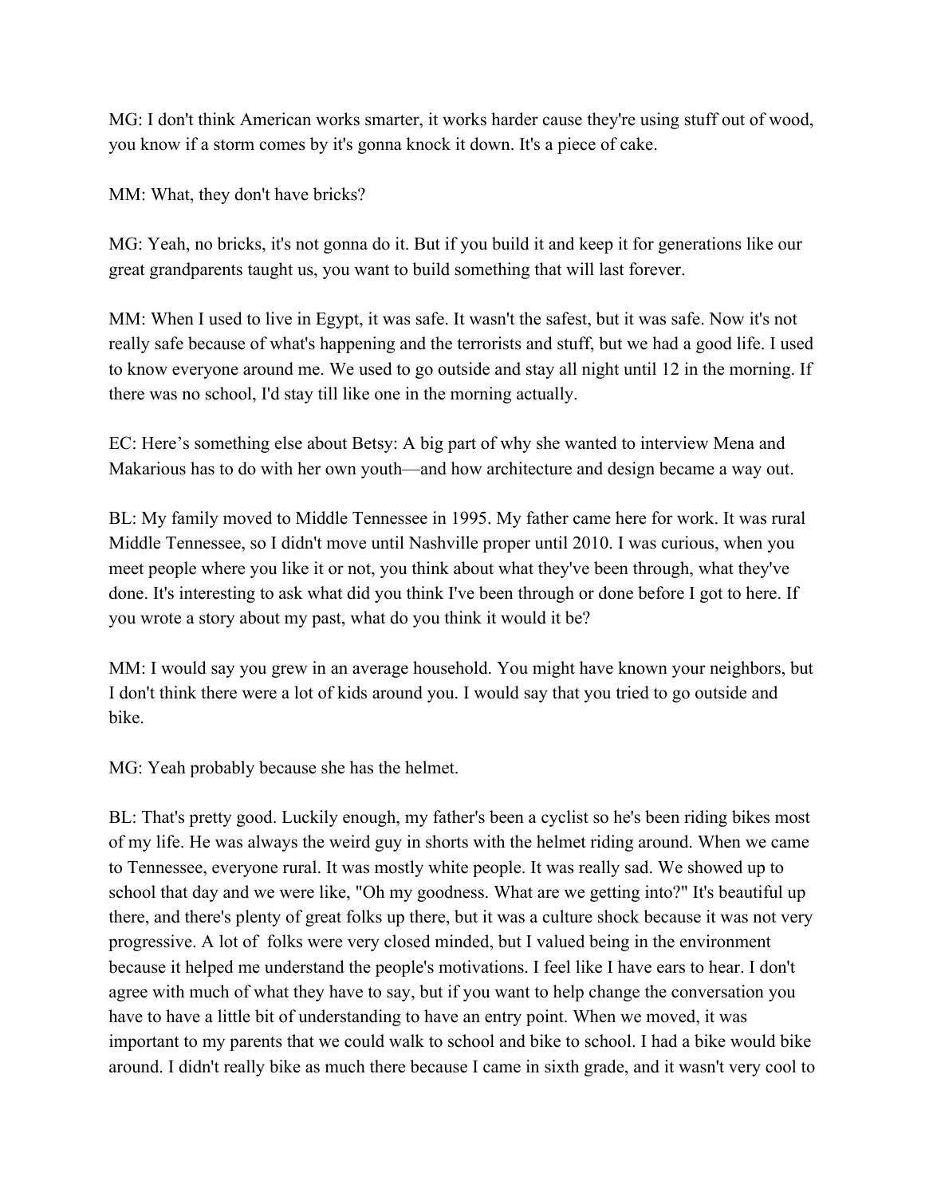MG: I don't think American works smarter, it works harder cause they're using stuff out of wood, you know if a storm comes by it's gonna knock it down. It's a piece of cake.

MM: What, they don't have bricks?

MG: Yeah, no bricks, it's not gonna do it. But if you build it and keep it for generations like our great grandparents taught us, you want to build something that will last forever.

MM: When I used to live in Egypt, it was safe. It wasn't the safest, but it was safe. Now it's not really safe because of what's happening and the terrorists and stuff, but we had a good life. I used to know everyone around me. We used to go outside and stay all night until 12 in the morning. If there was no school, I'd stay till like one in the morning actually.

EC: Here's something else about Betsy: A big part of why she wanted to interview Mena and Makarious has to do with her own youth—and how architecture and design became a way out.

BL: My family moved to Middle Tennessee in 1995. My father came here for work. It was rural Middle Tennessee, so I didn't move until Nashville proper until 2010. I was curious, when you meet people where you like it or not, you think about what they've been through, what they've done. It's interesting to ask what did you think I've been through or done before I got to here. If you wrote a story about my past, what do you think it would it be?

MM: I would say you grew in an average household. You might have known your neighbors, but I don't think there were a lot of kids around you. I would say that you tried to go outside and bike.

MG: Yeah probably because she has the helmet.

BL: That's pretty good. Luckily enough, my father's been a cyclist so he's been riding bikes most of my life. He was always the weird guy in shorts with the helmet riding around. When we came to Tennessee, everyone rural. It was mostly white people. It was really sad. We showed up to school that day and we were like, "Oh my goodness. What are we getting into?" It's beautiful up there, and there's plenty of great folks up there, but it was a culture shock because it was not very progressive. A lot of folks were very closed minded, but I valued being in the environment because it helped me understand the people's motivations. I feel like I have ears to hear. I don't agree with much of what they have to say, but if you want to help change the conversation you have to have a little bit of understanding to have an entry point. When we moved, it was important to my parents that we could walk to school and bike to school. I had a bike would bike around. I didn't really bike as much there because I came in sixth grade, and it wasn't very cool to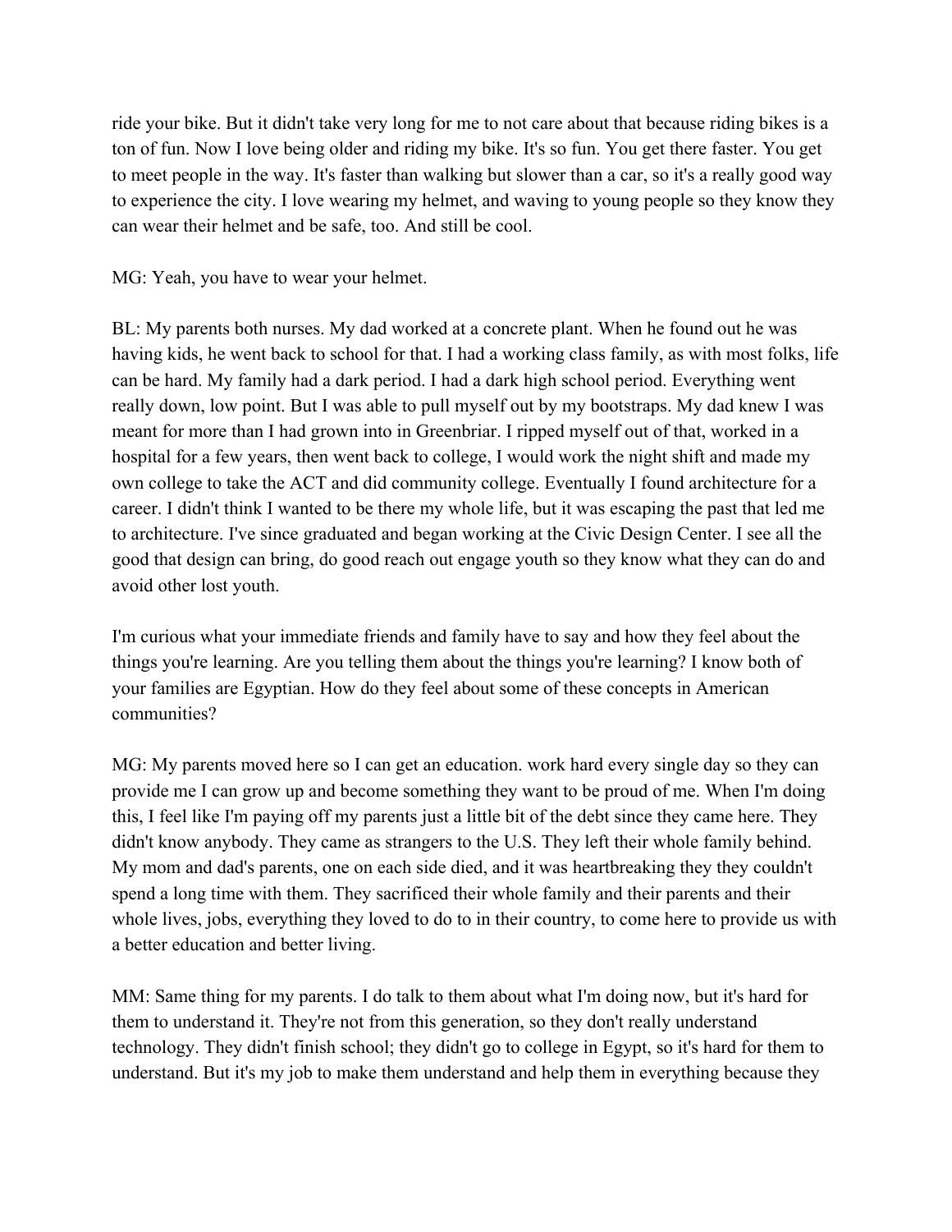ride your bike. But it didn't take very long for me to not care about that because riding bikes is a ton of fun. Now I love being older and riding my bike. It's so fun. You get there faster. You get to meet people in the way. It's faster than walking but slower than a car, so it's a really good way to experience the city. I love wearing my helmet, and waving to young people so they know they can wear their helmet and be safe, too. And still be cool.

MG: Yeah, you have to wear your helmet.

BL: My parents both nurses. My dad worked at a concrete plant. When he found out he was having kids, he went back to school for that. I had a working class family, as with most folks, life can be hard. My family had a dark period. I had a dark high school period. Everything went really down, low point. But I was able to pull myself out by my bootstraps. My dad knew I was meant for more than I had grown into in Greenbriar. I ripped myself out of that, worked in a hospital for a few years, then went back to college, I would work the night shift and made my own college to take the ACT and did community college. Eventually I found architecture for a career. I didn't think I wanted to be there my whole life, but it was escaping the past that led me to architecture. I've since graduated and began working at the Civic Design Center. I see all the good that design can bring, do good reach out engage youth so they know what they can do and avoid other lost youth.

I'm curious what your immediate friends and family have to say and how they feel about the things you're learning. Are you telling them about the things you're learning? I know both of your families are Egyptian. How do they feel about some of these concepts in American communities?

MG: My parents moved here so I can get an education. work hard every single day so they can provide me I can grow up and become something they want to be proud of me. When I'm doing this, I feel like I'm paying off my parents just a little bit of the debt since they came here. They didn't know anybody. They came as strangers to the U.S. They left their whole family behind. My mom and dad's parents, one on each side died, and it was heartbreaking they they couldn't spend a long time with them. They sacrificed their whole family and their parents and their whole lives, jobs, everything they loved to do to in their country, to come here to provide us with a better education and better living.

MM: Same thing for my parents. I do talk to them about what I'm doing now, but it's hard for them to understand it. They're not from this generation, so they don't really understand technology. They didn't finish school; they didn't go to college in Egypt, so it's hard for them to understand. But it's my job to make them understand and help them in everything because they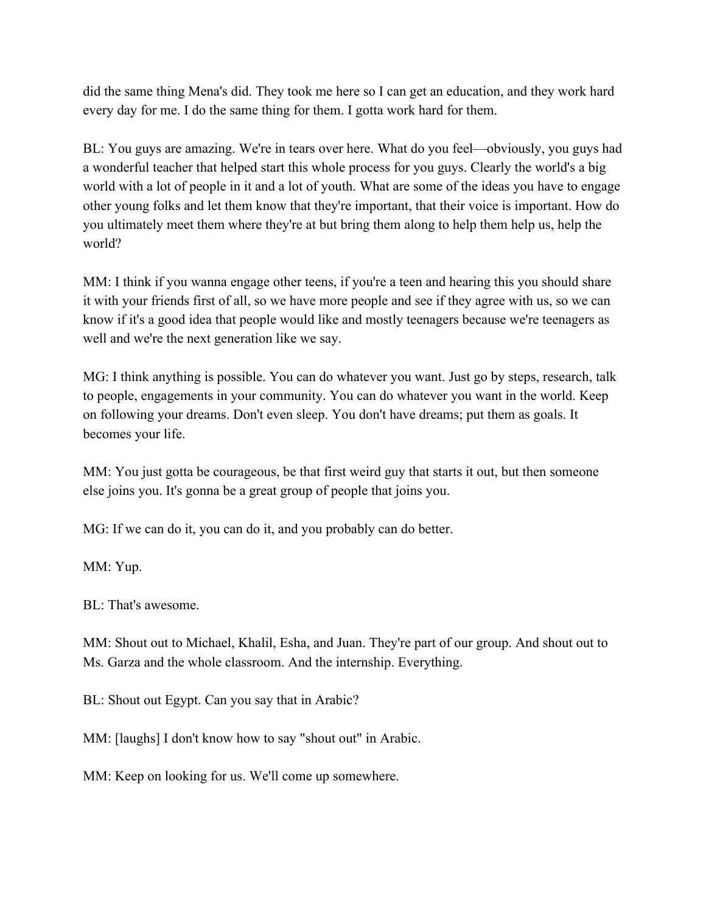did the same thing Mena's did. They took me here so I can get an education, and they work hard every day for me. I do the same thing for them. I gotta work hard for them.

BL: You guys are amazing. We're in tears over here. What do you feel—obviously, you guys had a wonderful teacher that helped start this whole process for you guys. Clearly the world's a big world with a lot of people in it and a lot of youth. What are some of the ideas you have to engage other young folks and let them know that they're important, that their voice is important. How do you ultimately meet them where they're at but bring them along to help them help us, help the world?

MM: I think if you wanna engage other teens, if you're a teen and hearing this you should share it with your friends first of all, so we have more people and see if they agree with us, so we can know if it's a good idea that people would like and mostly teenagers because we're teenagers as well and we're the next generation like we say.

MG: I think anything is possible. You can do whatever you want. Just go by steps, research, talk to people, engagements in your community. You can do whatever you want in the world. Keep on following your dreams. Don't even sleep. You don't have dreams; put them as goals. It becomes your life.

MM: You just gotta be courageous, be that first weird guy that starts it out, but then someone else joins you. It's gonna be a great group of people that joins you.

MG: If we can do it, you can do it, and you probably can do better.

MM: Yup.

BL: That's awesome.

MM: Shout out to Michael, Khalil, Esha, and Juan. They're part of our group. And shout out to Ms. Garza and the whole classroom. And the internship. Everything.

BL: Shout out Egypt. Can you say that in Arabic?

MM: [laughs] I don't know how to say "shout out" in Arabic.

MM: Keep on looking for us. We'll come up somewhere.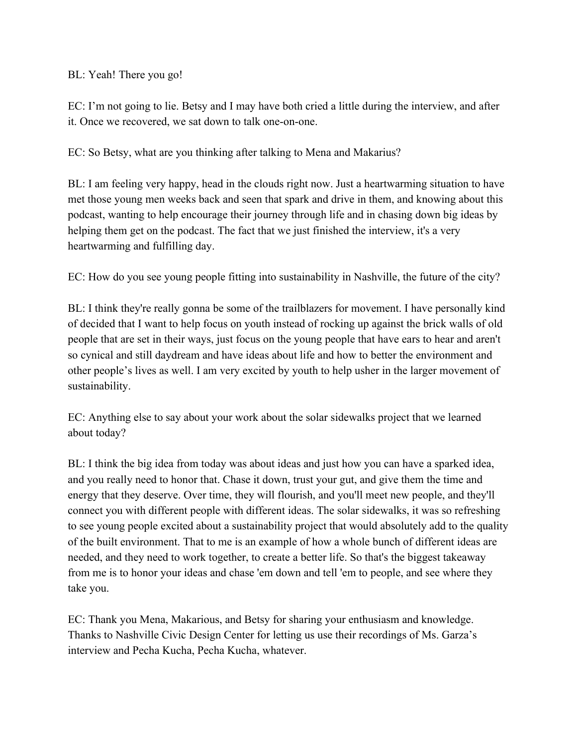BL: Yeah! There you go!

EC: I'm not going to lie. Betsy and I may have both cried a little during the interview, and after it. Once we recovered, we sat down to talk one-on-one.

EC: So Betsy, what are you thinking after talking to Mena and Makarius?

BL: I am feeling very happy, head in the clouds right now. Just a heartwarming situation to have met those young men weeks back and seen that spark and drive in them, and knowing about this podcast, wanting to help encourage their journey through life and in chasing down big ideas by helping them get on the podcast. The fact that we just finished the interview, it's a very heartwarming and fulfilling day.

EC: How do you see young people fitting into sustainability in Nashville, the future of the city?

BL: I think they're really gonna be some of the trailblazers for movement. I have personally kind of decided that I want to help focus on youth instead of rocking up against the brick walls of old people that are set in their ways, just focus on the young people that have ears to hear and aren't so cynical and still daydream and have ideas about life and how to better the environment and other people's lives as well. I am very excited by youth to help usher in the larger movement of sustainability.

EC: Anything else to say about your work about the solar sidewalks project that we learned about today?

BL: I think the big idea from today was about ideas and just how you can have a sparked idea, and you really need to honor that. Chase it down, trust your gut, and give them the time and energy that they deserve. Over time, they will flourish, and you'll meet new people, and they'll connect you with different people with different ideas. The solar sidewalks, it was so refreshing to see young people excited about a sustainability project that would absolutely add to the quality of the built environment. That to me is an example of how a whole bunch of different ideas are needed, and they need to work together, to create a better life. So that's the biggest takeaway from me is to honor your ideas and chase 'em down and tell 'em to people, and see where they take you.

EC: Thank you Mena, Makarious, and Betsy for sharing your enthusiasm and knowledge. Thanks to Nashville Civic Design Center for letting us use their recordings of Ms. Garza's interview and Pecha Kucha, Pecha Kucha, whatever.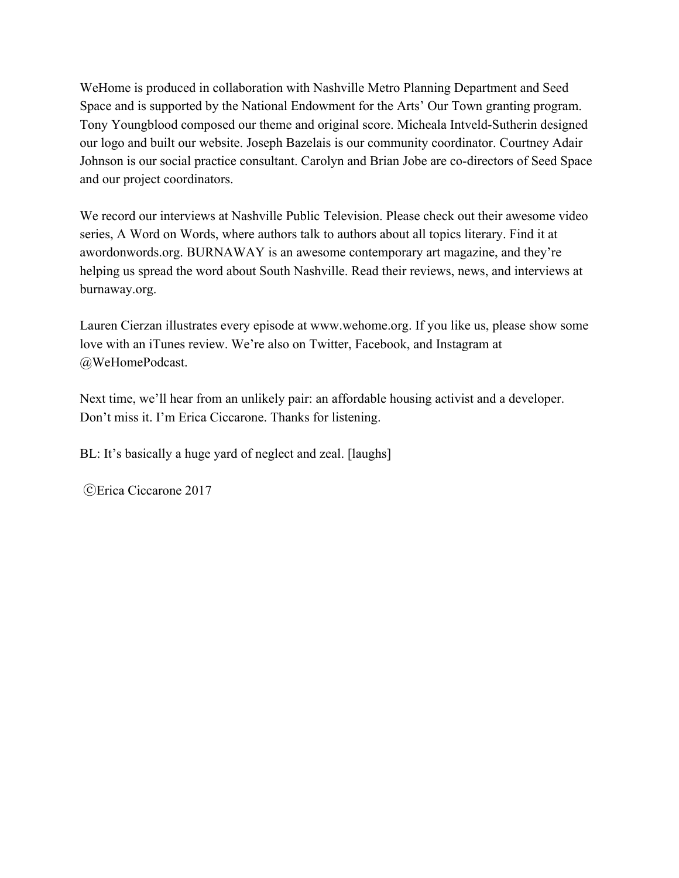WeHome is produced in collaboration with Nashville Metro Planning Department and Seed Space and is supported by the National Endowment for the Arts' Our Town granting program. Tony Youngblood composed our theme and original score. Micheala Intveld-Sutherin designed our logo and built our website. Joseph Bazelais is our community coordinator. Courtney Adair Johnson is our social practice consultant. Carolyn and Brian Jobe are co-directors of Seed Space and our project coordinators.

We record our interviews at Nashville Public Television. Please check out their awesome video series, A Word on Words, where authors talk to authors about all topics literary. Find it at awordonwords.org. BURNAWAY is an awesome contemporary art magazine, and they're helping us spread the word about South Nashville. Read their reviews, news, and interviews at burnaway.org.

Lauren Cierzan illustrates every episode at www.wehome.org. If you like us, please show some love with an iTunes review. We're also on Twitter, Facebook, and Instagram at @WeHomePodcast.

Next time, we'll hear from an unlikely pair: an affordable housing activist and a developer. Don't miss it. I'm Erica Ciccarone. Thanks for listening.

BL: It's basically a huge yard of neglect and zeal. [laughs]

ⓒErica Ciccarone 2017